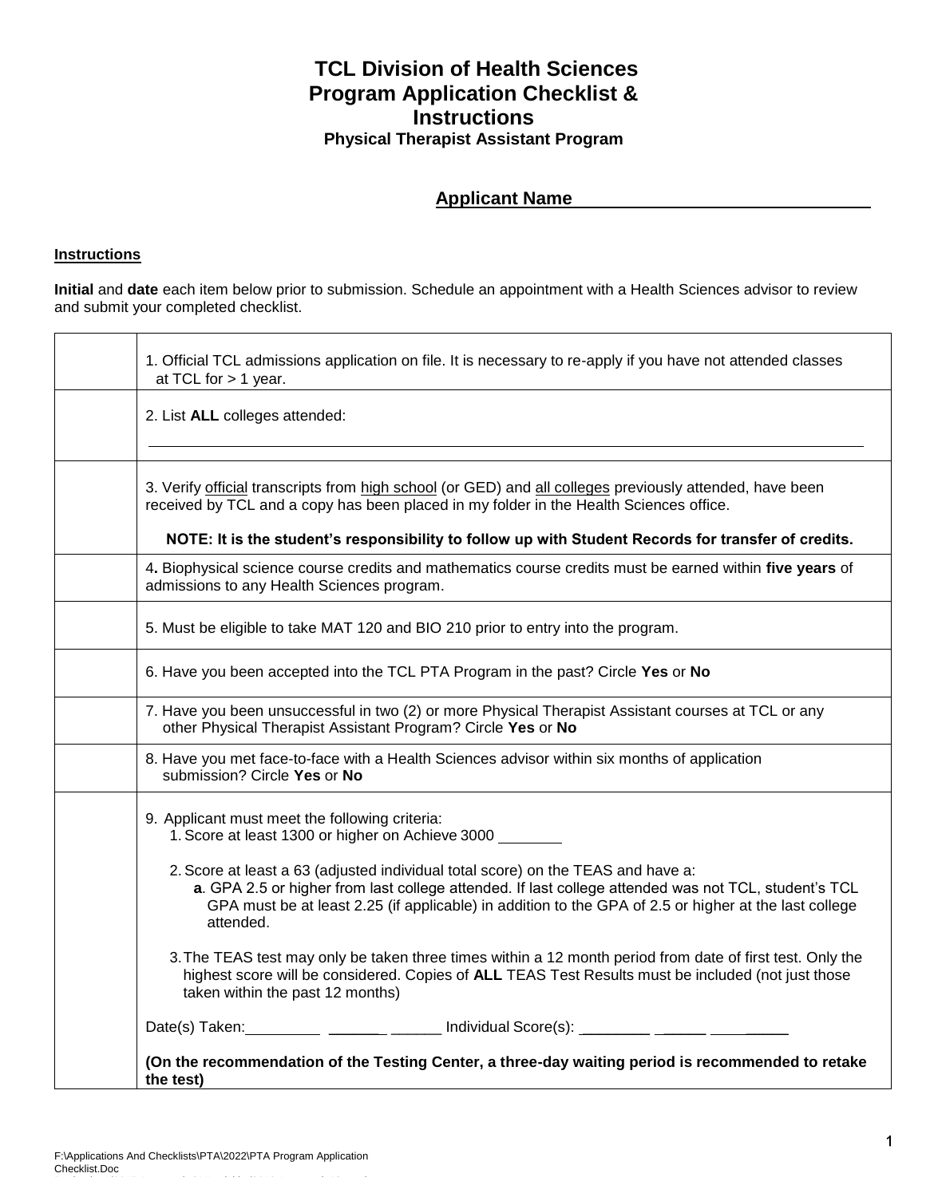# TCL Division of Health Sciences Program Application Checklist & Instructions

### Physical Therapist Assistant Program

**Applicant Name** ______________________________

**Instructions**

**Initial** and **date** each item below prior to submission. Schedule an appointment with a Health Sciences advisor to review and submit your completed checklist.

| | |
|---|---|
| | 1. Official TCL admissions application on file. It is necessary to re-apply if you have not attended classes at TCL for > 1 year. |
| | 2. List **ALL** colleges attended: ______________________________ |
| | 3. Verify official transcripts from high school (or GED) and all colleges previously attended, have been received by TCL and a copy has been placed in my folder in the Health Sciences office. **NOTE: It is the student's responsibility to follow up with Student Records for transfer of credits.** |
| | 4. Biophysical science course credits and mathematics course credits must be earned within **five years** of admissions to any Health Sciences program. |
| | 5. Must be eligible to take MAT 120 and BIO 210 prior to entry into the program. |
| | 6. Have you been accepted into the TCL PTA Program in the past? Circle **Yes** or **No** |
| | 7. Have you been unsuccessful in two (2) or more Physical Therapist Assistant courses at TCL or any other Physical Therapist Assistant Program? Circle **Yes** or **No** |
| | 8. Have you met face-to-face with a Health Sciences advisor within six months of application submission? Circle **Yes** or **No** |
| | 9. Applicant must meet the following criteria:<br>1. Score at least 1300 or higher on Achieve 3000 ________<br>2. Score at least a 63 (adjusted individual total score) on the TEAS and have a:<br>**a**. GPA 2.5 or higher from last college attended. If last college attended was not TCL, student's TCL GPA must be at least 2.25 (if applicable) in addition to the GPA of 2.5 or higher at the last college attended.<br>3. The TEAS test may only be taken three times within a 12 month period from date of first test. Only the highest score will be considered. Copies of **ALL** TEAS Test Results must be included (not just those taken within the past 12 months)<br>Date(s) Taken: _________ ______ ______ Individual Score(s): ________ ______ _________<br>**(On the recommendation of the Testing Center, a three-day waiting period is recommended to retake the test)** |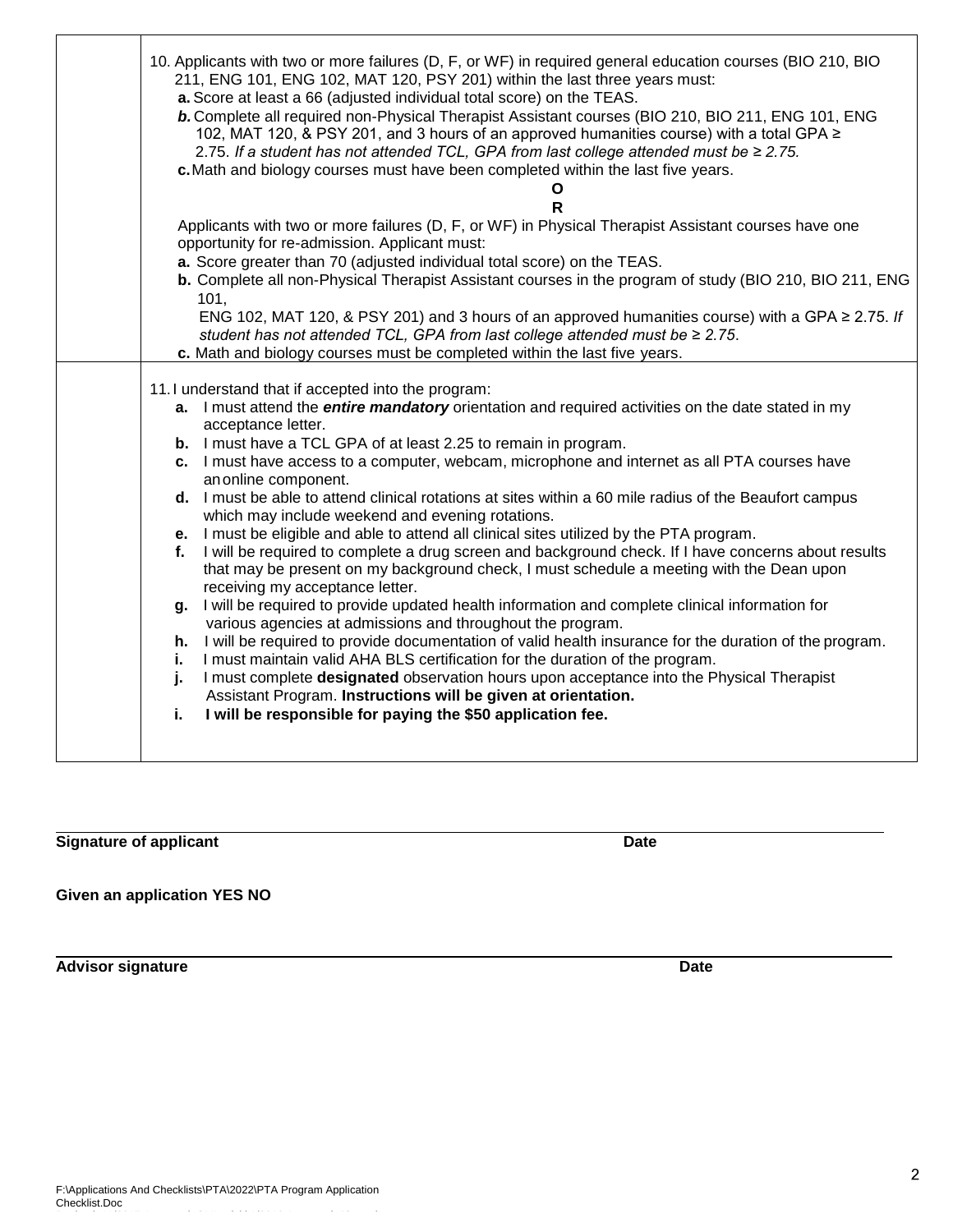| | |
|---|---|
| | 10. Applicants with two or more failures (D, F, or WF) in required general education courses (BIO 210, BIO 211, ENG 101, ENG 102, MAT 120, PSY 201) within the last three years must:<br>**a.** Score at least a 66 (adjusted individual total score) on the TEAS.<br>***b.*** Complete all required non-Physical Therapist Assistant courses (BIO 210, BIO 211, ENG 101, ENG 102, MAT 120, & PSY 201, and 3 hours of an approved humanities course) with a total GPA ≥ 2.75. *If a student has not attended TCL, GPA from last college attended must be ≥ 2.75.*<br>**c.** Math and biology courses must have been completed within the last five years.<br>**OR**<br>Applicants with two or more failures (D, F, or WF) in Physical Therapist Assistant courses have one opportunity for re-admission. Applicant must:<br>**a.** Score greater than 70 (adjusted individual total score) on the TEAS.<br>**b.** Complete all non-Physical Therapist Assistant courses in the program of study (BIO 210, BIO 211, ENG 101, ENG 102, MAT 120, & PSY 201) and 3 hours of an approved humanities course) with a GPA ≥ 2.75. *If student has not attended TCL, GPA from last college attended must be ≥ 2.75*.<br>**c.** Math and biology courses must be completed within the last five years. |
| | 11. I understand that if accepted into the program:<br>**a.** I must attend the ***entire mandatory*** orientation and required activities on the date stated in my acceptance letter.<br>**b.** I must have a TCL GPA of at least 2.25 to remain in program.<br>**c.** I must have access to a computer, webcam, microphone and internet as all PTA courses have an online component.<br>**d.** I must be able to attend clinical rotations at sites within a 60 mile radius of the Beaufort campus which may include weekend and evening rotations.<br>**e.** I must be eligible and able to attend all clinical sites utilized by the PTA program.<br>**f.** I will be required to complete a drug screen and background check. If I have concerns about results that may be present on my background check, I must schedule a meeting with the Dean upon receiving my acceptance letter.<br>**g.** I will be required to provide updated health information and complete clinical information for various agencies at admissions and throughout the program.<br>**h.** I will be required to provide documentation of valid health insurance for the duration of the program.<br>**i.** I must maintain valid AHA BLS certification for the duration of the program.<br>**j.** I must complete **designated** observation hours upon acceptance into the Physical Therapist Assistant Program. **Instructions will be given at orientation.**<br>**i. I will be responsible for paying the $50 application fee.** |

**Signature of applicant** **Date**

**Given an application YES NO**

**Advisor signature** **Date**

F:\Applications And Checklists\PTA\2022\PTA Program Application Checklist.Doc